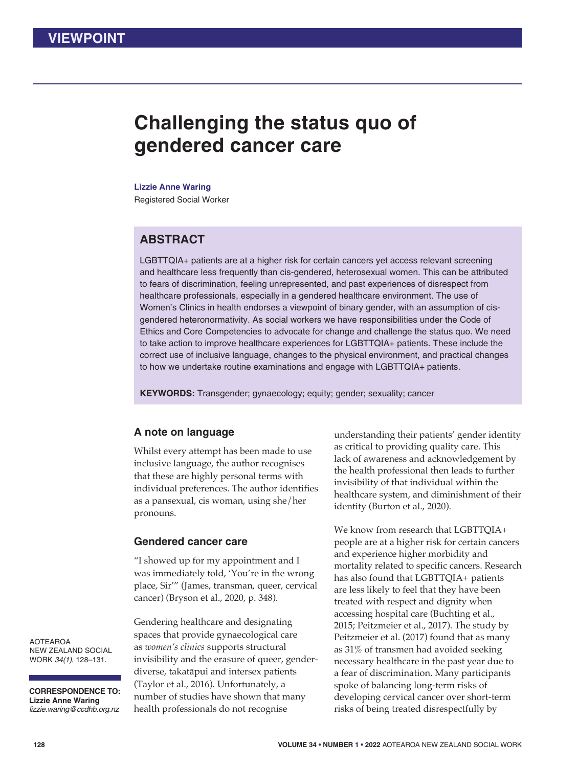VIEWPOINT

# Challenging the status quo of gendered cancer care

**Lizzie Anne Waring**
Registered Social Worker

## ABSTRACT

LGBTTQIA+ patients are at a higher risk for certain cancers yet access relevant screening and healthcare less frequently than cis-gendered, heterosexual women. This can be attributed to fears of discrimination, feeling unrepresented, and past experiences of disrespect from healthcare professionals, especially in a gendered healthcare environment. The use of Women's Clinics in health endorses a viewpoint of binary gender, with an assumption of cis-gendered heteronormativity. As social workers we have responsibilities under the Code of Ethics and Core Competencies to advocate for change and challenge the status quo. We need to take action to improve healthcare experiences for LGBTTQIA+ patients. These include the correct use of inclusive language, changes to the physical environment, and practical changes to how we undertake routine examinations and engage with LGBTTQIA+ patients.

**KEYWORDS:** Transgender; gynaecology; equity; gender; sexuality; cancer

AOTEAROA NEW ZEALAND SOCIAL WORK *34(1)*, 128–131.

**CORRESPONDENCE TO:**
**Lizzie Anne Waring**
*lizzie.waring@ccdhb.org.nz*

### A note on language

Whilst every attempt has been made to use inclusive language, the author recognises that these are highly personal terms with individual preferences. The author identifies as a pansexual, cis woman, using she/her pronouns.

### Gendered cancer care

"I showed up for my appointment and I was immediately told, 'You're in the wrong place, Sir'" (James, transman, queer, cervical cancer) (Bryson et al., 2020, p. 348).

Gendering healthcare and designating spaces that provide gynaecological care as *women's clinics* supports structural invisibility and the erasure of queer, gender-diverse, takatāpui and intersex patients (Taylor et al., 2016). Unfortunately, a number of studies have shown that many health professionals do not recognise understanding their patients' gender identity as critical to providing quality care. This lack of awareness and acknowledgement by the health professional then leads to further invisibility of that individual within the healthcare system, and diminishment of their identity (Burton et al., 2020).

We know from research that LGBTTQIA+ people are at a higher risk for certain cancers and experience higher morbidity and mortality related to specific cancers. Research has also found that LGBTTQIA+ patients are less likely to feel that they have been treated with respect and dignity when accessing hospital care (Buchting et al., 2015; Peitzmeier et al., 2017). The study by Peitzmeier et al. (2017) found that as many as 31% of transmen had avoided seeking necessary healthcare in the past year due to a fear of discrimination. Many participants spoke of balancing long-term risks of developing cervical cancer over short-term risks of being treated disrespectfully by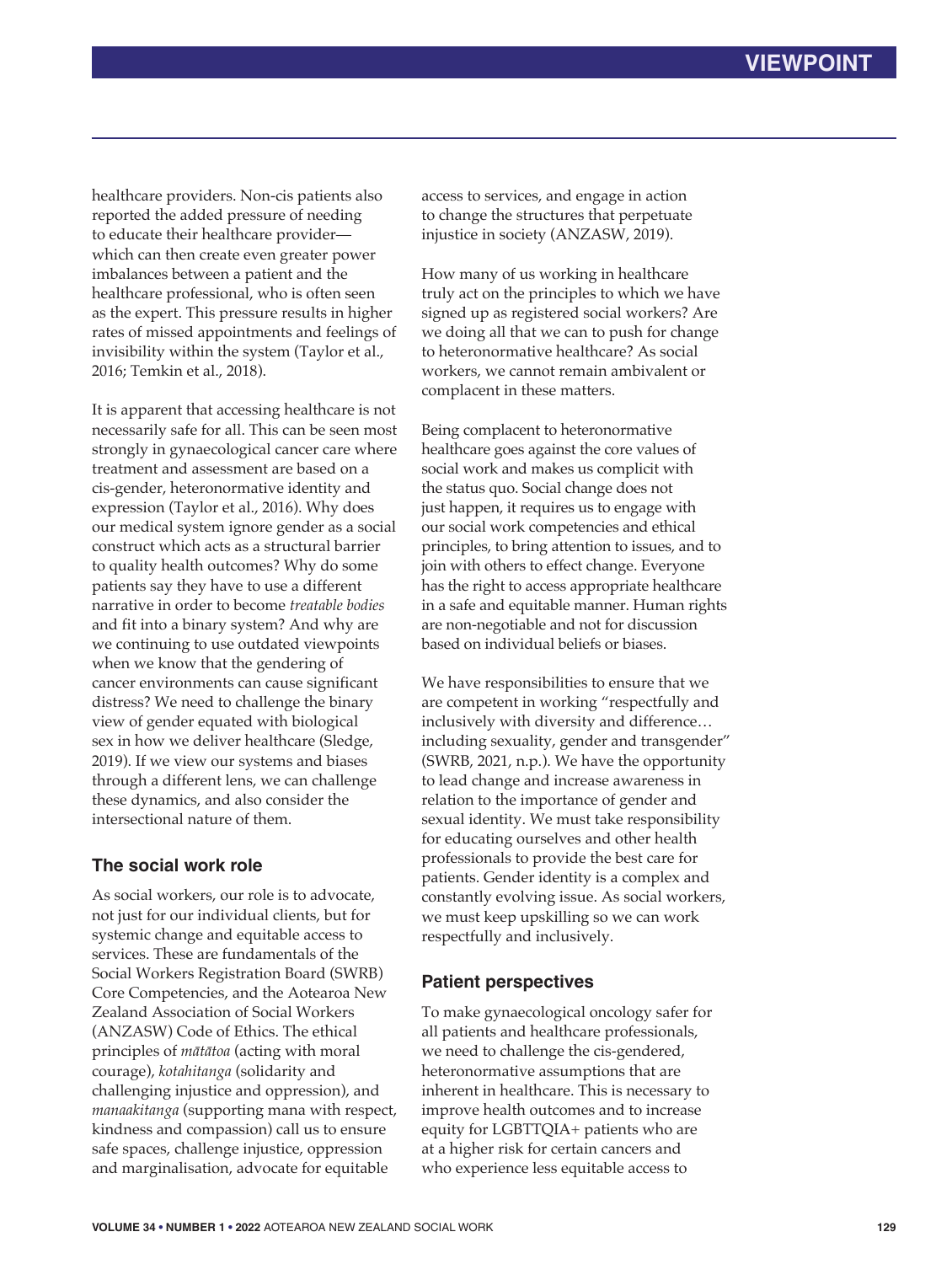healthcare providers. Non-cis patients also reported the added pressure of needing to educate their healthcare provider—which can then create even greater power imbalances between a patient and the healthcare professional, who is often seen as the expert. This pressure results in higher rates of missed appointments and feelings of invisibility within the system (Taylor et al., 2016; Temkin et al., 2018).

It is apparent that accessing healthcare is not necessarily safe for all. This can be seen most strongly in gynaecological cancer care where treatment and assessment are based on a cis-gender, heteronormative identity and expression (Taylor et al., 2016). Why does our medical system ignore gender as a social construct which acts as a structural barrier to quality health outcomes? Why do some patients say they have to use a different narrative in order to become *treatable bodies* and fit into a binary system? And why are we continuing to use outdated viewpoints when we know that the gendering of cancer environments can cause significant distress? We need to challenge the binary view of gender equated with biological sex in how we deliver healthcare (Sledge, 2019). If we view our systems and biases through a different lens, we can challenge these dynamics, and also consider the intersectional nature of them.

## The social work role

As social workers, our role is to advocate, not just for our individual clients, but for systemic change and equitable access to services. These are fundamentals of the Social Workers Registration Board (SWRB) Core Competencies, and the Aotearoa New Zealand Association of Social Workers (ANZASW) Code of Ethics. The ethical principles of *mātātoa* (acting with moral courage), *kotahitanga* (solidarity and challenging injustice and oppression), and *manaakitanga* (supporting mana with respect, kindness and compassion) call us to ensure safe spaces, challenge injustice, oppression and marginalisation, advocate for equitable access to services, and engage in action to change the structures that perpetuate injustice in society (ANZASW, 2019).

How many of us working in healthcare truly act on the principles to which we have signed up as registered social workers? Are we doing all that we can to push for change to heteronormative healthcare? As social workers, we cannot remain ambivalent or complacent in these matters.

Being complacent to heteronormative healthcare goes against the core values of social work and makes us complicit with the status quo. Social change does not just happen, it requires us to engage with our social work competencies and ethical principles, to bring attention to issues, and to join with others to effect change. Everyone has the right to access appropriate healthcare in a safe and equitable manner. Human rights are non-negotiable and not for discussion based on individual beliefs or biases.

We have responsibilities to ensure that we are competent in working "respectfully and inclusively with diversity and difference… including sexuality, gender and transgender" (SWRB, 2021, n.p.). We have the opportunity to lead change and increase awareness in relation to the importance of gender and sexual identity. We must take responsibility for educating ourselves and other health professionals to provide the best care for patients. Gender identity is a complex and constantly evolving issue. As social workers, we must keep upskilling so we can work respectfully and inclusively.

## Patient perspectives

To make gynaecological oncology safer for all patients and healthcare professionals, we need to challenge the cis-gendered, heteronormative assumptions that are inherent in healthcare. This is necessary to improve health outcomes and to increase equity for LGBTTQIA+ patients who are at a higher risk for certain cancers and who experience less equitable access to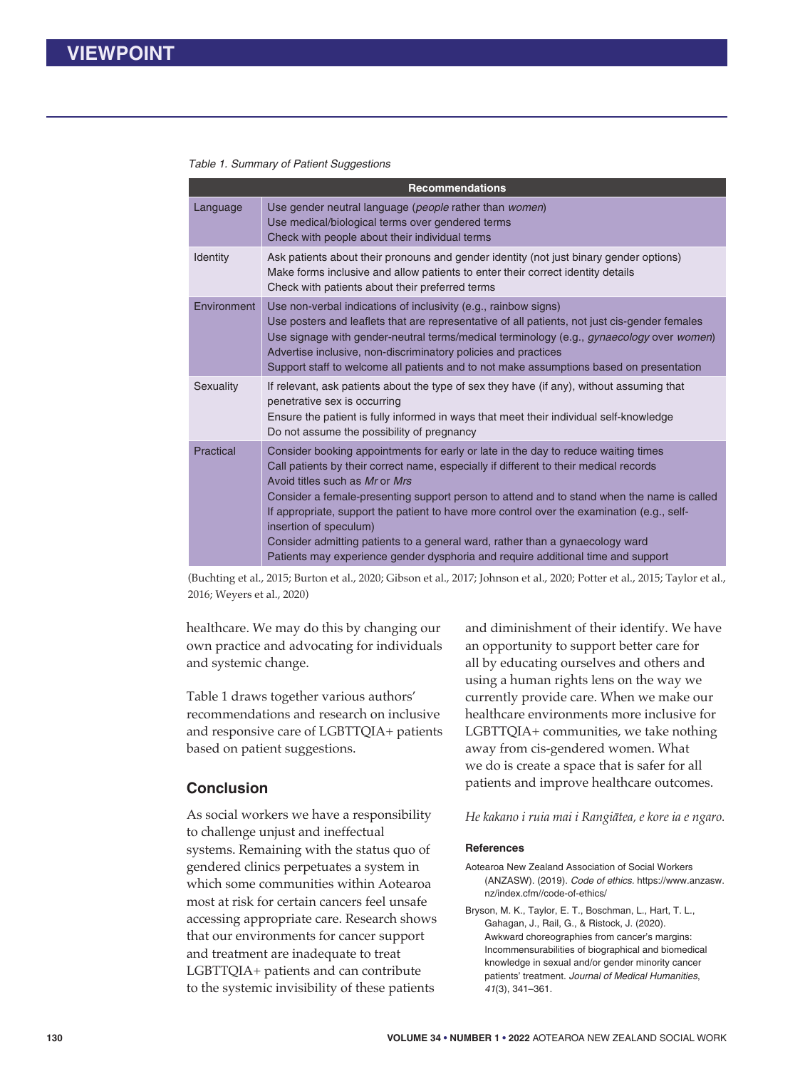Table 1. Summary of Patient Suggestions

| | Recommendations |
|---|---|
| Language | Use gender neutral language (*people* rather than *women*)<br>Use medical/biological terms over gendered terms<br>Check with people about their individual terms |
| Identity | Ask patients about their pronouns and gender identity (not just binary gender options)<br>Make forms inclusive and allow patients to enter their correct identity details<br>Check with patients about their preferred terms |
| Environment | Use non-verbal indications of inclusivity (e.g., rainbow signs)<br>Use posters and leaflets that are representative of all patients, not just cis-gender females<br>Use signage with gender-neutral terms/medical terminology (e.g., *gynaecology* over *women*)<br>Advertise inclusive, non-discriminatory policies and practices<br>Support staff to welcome all patients and to not make assumptions based on presentation |
| Sexuality | If relevant, ask patients about the type of sex they have (if any), without assuming that penetrative sex is occurring<br>Ensure the patient is fully informed in ways that meet their individual self-knowledge<br>Do not assume the possibility of pregnancy |
| Practical | Consider booking appointments for early or late in the day to reduce waiting times<br>Call patients by their correct name, especially if different to their medical records<br>Avoid titles such as *Mr* or *Mrs*<br>Consider a female-presenting support person to attend and to stand when the name is called<br>If appropriate, support the patient to have more control over the examination (e.g., self-insertion of speculum)<br>Consider admitting patients to a general ward, rather than a gynaecology ward<br>Patients may experience gender dysphoria and require additional time and support |

(Buchting et al., 2015; Burton et al., 2020; Gibson et al., 2017; Johnson et al., 2020; Potter et al., 2015; Taylor et al., 2016; Weyers et al., 2020)

healthcare. We may do this by changing our own practice and advocating for individuals and systemic change.

Table 1 draws together various authors' recommendations and research on inclusive and responsive care of LGBTTQIA+ patients based on patient suggestions.

## Conclusion

As social workers we have a responsibility to challenge unjust and ineffectual systems. Remaining with the status quo of gendered clinics perpetuates a system in which some communities within Aotearoa most at risk for certain cancers feel unsafe accessing appropriate care. Research shows that our environments for cancer support and treatment are inadequate to treat LGBTTQIA+ patients and can contribute to the systemic invisibility of these patients and diminishment of their identify. We have an opportunity to support better care for all by educating ourselves and others and using a human rights lens on the way we currently provide care. When we make our healthcare environments more inclusive for LGBTTQIA+ communities, we take nothing away from cis-gendered women. What we do is create a space that is safer for all patients and improve healthcare outcomes.

*He kakano i ruia mai i Rangiātea, e kore ia e ngaro.*

### References

Aotearoa New Zealand Association of Social Workers (ANZASW). (2019). *Code of ethics*. https://www.anzasw.nz/index.cfm//code-of-ethics/

Bryson, M. K., Taylor, E. T., Boschman, L., Hart, T. L., Gahagan, J., Rail, G., & Ristock, J. (2020). Awkward choreographies from cancer's margins: Incommensurabilities of biographical and biomedical knowledge in sexual and/or gender minority cancer patients' treatment. *Journal of Medical Humanities*, *41*(3), 341–361.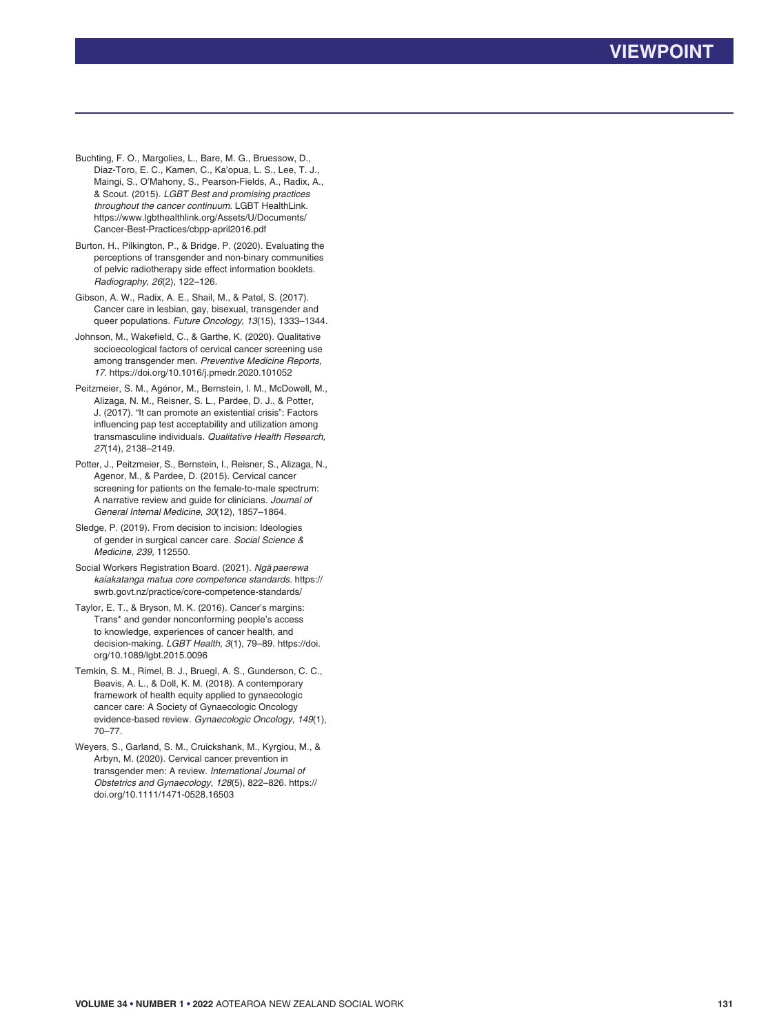Buchting, F. O., Margolies, L., Bare, M. G., Bruessow, D., Diaz-Toro, E. C., Kamen, C., Ka'opua, L. S., Lee, T. J., Maingi, S., O'Mahony, S., Pearson-Fields, A., Radix, A., & Scout. (2015). *LGBT Best and promising practices throughout the cancer continuum.* LGBT HealthLink. https://www.lgbthealthlink.org/Assets/U/Documents/Cancer-Best-Practices/cbpp-april2016.pdf

Burton, H., Pilkington, P., & Bridge, P. (2020). Evaluating the perceptions of transgender and non-binary communities of pelvic radiotherapy side effect information booklets. *Radiography*, *26*(2), 122–126.

Gibson, A. W., Radix, A. E., Shail, M., & Patel, S. (2017). Cancer care in lesbian, gay, bisexual, transgender and queer populations. *Future Oncology*, *13*(15), 1333–1344.

Johnson, M., Wakefield, C., & Garthe, K. (2020). Qualitative socioecological factors of cervical cancer screening use among transgender men. *Preventive Medicine Reports, 17*. https://doi.org/10.1016/j.pmedr.2020.101052

Peitzmeier, S. M., Agénor, M., Bernstein, I. M., McDowell, M., Alizaga, N. M., Reisner, S. L., Pardee, D. J., & Potter, J. (2017). "It can promote an existential crisis": Factors influencing pap test acceptability and utilization among transmasculine individuals. *Qualitative Health Research, 27*(14), 2138–2149.

Potter, J., Peitzmeier, S., Bernstein, I., Reisner, S., Alizaga, N., Agenor, M., & Pardee, D. (2015). Cervical cancer screening for patients on the female-to-male spectrum: A narrative review and guide for clinicians. *Journal of General Internal Medicine*, *30*(12), 1857–1864.

Sledge, P. (2019). From decision to incision: Ideologies of gender in surgical cancer care. *Social Science & Medicine, 239,* 112550.

Social Workers Registration Board. (2021). *Ngā paerewa kaiakatanga matua core competence standards.* https://swrb.govt.nz/practice/core-competence-standards/

Taylor, E. T., & Bryson, M. K. (2016). Cancer's margins: Trans* and gender nonconforming people's access to knowledge, experiences of cancer health, and decision-making. *LGBT Health*, *3*(1), 79–89. https://doi.org/10.1089/lgbt.2015.0096

Temkin, S. M., Rimel, B. J., Bruegl, A. S., Gunderson, C. C., Beavis, A. L., & Doll, K. M. (2018). A contemporary framework of health equity applied to gynaecologic cancer care: A Society of Gynaecologic Oncology evidence-based review. *Gynaecologic Oncology*, *149*(1), 70–77.

Weyers, S., Garland, S. M., Cruickshank, M., Kyrgiou, M., & Arbyn, M. (2020). Cervical cancer prevention in transgender men: A review. *International Journal of Obstetrics and Gynaecology*, *128*(5), 822–826. https://doi.org/10.1111/1471-0528.16503